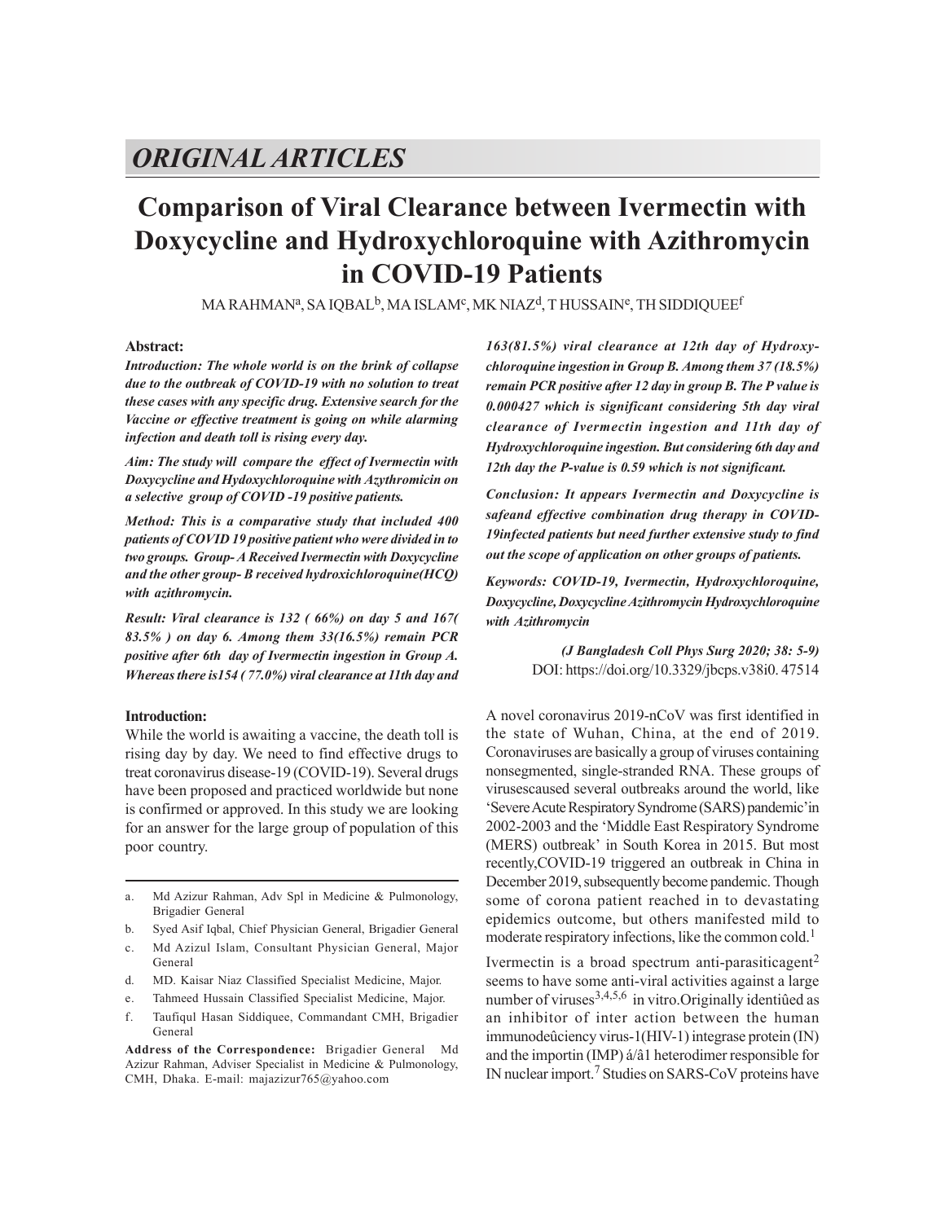## ORIGINAL ARTICLES

# Comparison of Viral Clearance between Ivermectin with Doxycycline and Hydroxychloroquine with Azithromycin in COVID-19 Patients

MA RAHMAN[a], SA IQBAL[b], MA ISLAM[c], MK NIAZ[d], T HUSSAIN[e], TH SIDDIQUEE[f]

**Abstract:**

***Introduction: The whole world is on the brink of collapse due to the outbreak of COVID-19 with no solution to treat these cases with any specific drug. Extensive search for the Vaccine or effective treatment is going on while alarming infection and death toll is rising every day.***

***Aim: The study will compare the effect of Ivermectin with Doxycycline and Hydoxychloroquine with Azythromicin on a selective group of COVID -19 positive patients.***

***Method: This is a comparative study that included 400 patients of COVID 19 positive patient who were divided in to two groups. Group- A Received Ivermectin with Doxycycline and the other group- B received hydroxichloroquine(HCQ) with azithromycin.***

***Result: Viral clearance is 132 ( 66%) on day 5 and 167( 83.5% ) on day 6. Among them 33(16.5%) remain PCR positive after 6th day of Ivermectin ingestion in Group A. Whereas there is154 ( 77.0%) viral clearance at 11th day and 163(81.5%) viral clearance at 12th day of Hydroxychloroquine ingestion in Group B. Among them 37 (18.5%) remain PCR positive after 12 day in group B. The P value is 0.000427 which is significant considering 5th day viral clearance of Ivermectin ingestion and 11th day of Hydroxychloroquine ingestion. But considering 6th day and 12th day the P-value is 0.59 which is not significant.***

***Conclusion: It appears Ivermectin and Doxycycline is safeand effective combination drug therapy in COVID-19infected patients but need further extensive study to find out the scope of application on other groups of patients.***

***Keywords: COVID-19, Ivermectin, Hydroxychloroquine, Doxycycline, Doxycycline Azithromycin Hydroxychloroquine with Azithromycin***

***(J Bangladesh Coll Phys Surg 2020; 38: 5-9)***

DOI: https://doi.org/10.3329/jbcps.v38i0. 47514

**Introduction:**

While the world is awaiting a vaccine, the death toll is rising day by day. We need to find effective drugs to treat coronavirus disease-19 (COVID-19). Several drugs have been proposed and practiced worldwide but none is confirmed or approved. In this study we are looking for an answer for the large group of population of this poor country.

A novel coronavirus 2019-nCoV was first identified in the state of Wuhan, China, at the end of 2019. Coronaviruses are basically a group of viruses containing nonsegmented, single-stranded RNA. These groups of virusescaused several outbreaks around the world, like 'Severe Acute Respiratory Syndrome (SARS) pandemic'in 2002-2003 and the 'Middle East Respiratory Syndrome (MERS) outbreak' in South Korea in 2015. But most recently,COVID-19 triggered an outbreak in China in December 2019, subsequently become pandemic. Though some of corona patient reached in to devastating epidemics outcome, but others manifested mild to moderate respiratory infections, like the common cold.[1]

Ivermectin is a broad spectrum anti-parasiticagent[2] seems to have some anti-viral activities against a large number of viruses[3,4,5,6] in vitro.Originally identiûed as an inhibitor of inter action between the human immunodeûciency virus-1(HIV-1) integrase protein (IN) and the importin (IMP) á/â1 heterodimer responsible for IN nuclear import.[7] Studies on SARS-CoV proteins have

---

a. Md Azizur Rahman, Adv Spl in Medicine & Pulmonology, Brigadier General

b. Syed Asif Iqbal, Chief Physician General, Brigadier General

c. Md Azizul Islam, Consultant Physician General, Major General

d. MD. Kaisar Niaz Classified Specialist Medicine, Major.

e. Tahmeed Hussain Classified Specialist Medicine, Major.

f. Taufiqul Hasan Siddiquee, Commandant CMH, Brigadier General

**Address of the Correspondence:** Brigadier General Md Azizur Rahman, Adviser Specialist in Medicine & Pulmonology, CMH, Dhaka. E-mail: majazizur765@yahoo.com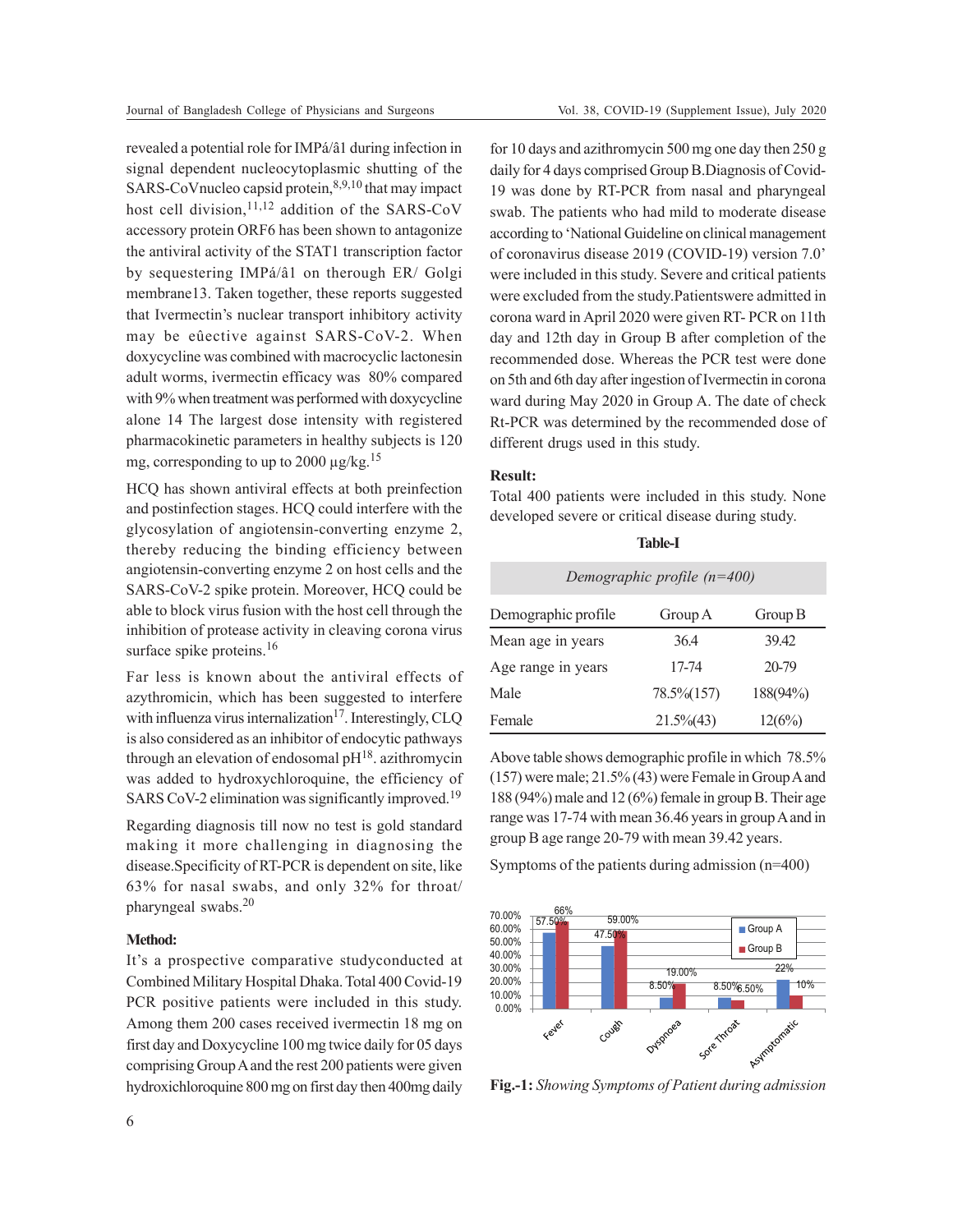revealed a potential role for IMPá/â1 during infection in signal dependent nucleocytoplasmic shutting of the SARS-CoVnucleo capsid protein,[8,9,10] that may impact host cell division,[11,12] addition of the SARS-CoV accessory protein ORF6 has been shown to antagonize the antiviral activity of the STAT1 transcription factor by sequestering IMPá/â1 on therough ER/ Golgi membrane13. Taken together, these reports suggested that Ivermectin's nuclear transport inhibitory activity may be eûective against SARS-CoV-2. When doxycycline was combined with macrocyclic lactonesin adult worms, ivermectin efficacy was 80% compared with 9% when treatment was performed with doxycycline alone 14 The largest dose intensity with registered pharmacokinetic parameters in healthy subjects is 120 mg, corresponding to up to 2000 µg/kg.[15]

HCQ has shown antiviral effects at both preinfection and postinfection stages. HCQ could interfere with the glycosylation of angiotensin-converting enzyme 2, thereby reducing the binding efficiency between angiotensin-converting enzyme 2 on host cells and the SARS-CoV-2 spike protein. Moreover, HCQ could be able to block virus fusion with the host cell through the inhibition of protease activity in cleaving corona virus surface spike proteins.[16]

Far less is known about the antiviral effects of azythromicin, which has been suggested to interfere with influenza virus internalization[17]. Interestingly, CLQ is also considered as an inhibitor of endocytic pathways through an elevation of endosomal pH[18]. azithromycin was added to hydroxychloroquine, the efficiency of SARS CoV-2 elimination was significantly improved.[19]

Regarding diagnosis till now no test is gold standard making it more challenging in diagnosing the disease.Specificity of RT-PCR is dependent on site, like 63% for nasal swabs, and only 32% for throat/ pharyngeal swabs.[20]

**Method:**

It's a prospective comparative studyconducted at Combined Military Hospital Dhaka. Total 400 Covid-19 PCR positive patients were included in this study. Among them 200 cases received ivermectin 18 mg on first day and Doxycycline 100 mg twice daily for 05 days comprising Group A and the rest 200 patients were given hydroxichloroquine 800 mg on first day then 400mg daily for 10 days and azithromycin 500 mg one day then 250 g daily for 4 days comprised Group B.Diagnosis of Covid-19 was done by RT-PCR from nasal and pharyngeal swab. The patients who had mild to moderate disease according to 'National Guideline on clinical management of coronavirus disease 2019 (COVID-19) version 7.0' were included in this study. Severe and critical patients were excluded from the study.Patientswere admitted in corona ward in April 2020 were given RT- PCR on 11th day and 12th day in Group B after completion of the recommended dose. Whereas the PCR test were done on 5th and 6th day after ingestion of Ivermectin in corona ward during May 2020 in Group A. The date of check Rt-PCR was determined by the recommended dose of different drugs used in this study.

**Result:**

Total 400 patients were included in this study. None developed severe or critical disease during study.

**Table-I**

*Demographic profile (n=400)*

| Demographic profile | Group A | Group B |
|---|---|---|
| Mean age in years | 36.4 | 39.42 |
| Age range in years | 17-74 | 20-79 |
| Male | 78.5%(157) | 188(94%) |
| Female | 21.5%(43) | 12(6%) |

Above table shows demographic profile in which 78.5% (157) were male; 21.5% (43) were Female in Group A and 188 (94%) male and 12 (6%) female in group B. Their age range was 17-74 with mean 36.46 years in group A and in group B age range 20-79 with mean 39.42 years.

Symptoms of the patients during admission (n=400)

| Symptom | Group A | Group B |
|---|---|---|
| Fever | 57.50% | 66% |
| Cough | 47.50% | 59.00% |
| Dyspnoea | 8.50% | 19.00% |
| Sore Throat | 8.50% | 6.50% |
| Asymptomatic | 22% | 10% |

**Fig.-1:** *Showing Symptoms of Patient during admission*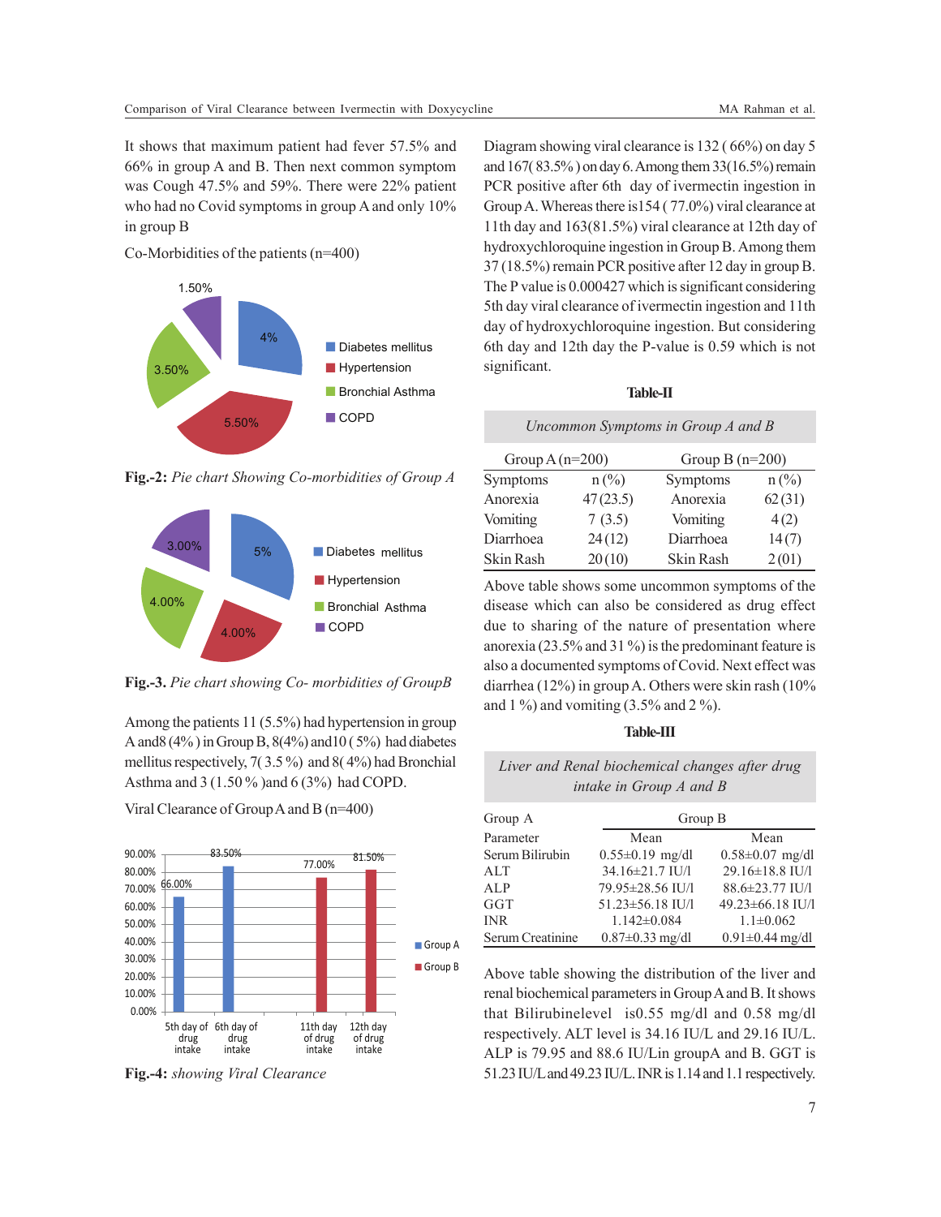It shows that maximum patient had fever 57.5% and 66% in group A and B. Then next common symptom was Cough 47.5% and 59%. There were 22% patient who had no Covid symptoms in group A and only 10% in group B

Co-Morbidities of the patients (n=400)

**Fig.-2:** *Pie chart Showing Co-morbidities of Group A*

**Fig.-3.** *Pie chart showing Co- morbidities of GroupB*

Among the patients 11 (5.5%) had hypertension in group A and8 (4% ) in Group B, 8(4%) and10 ( 5%) had diabetes mellitus respectively, 7( 3.5 %) and 8( 4%) had Bronchial Asthma and 3 (1.50 % )and 6 (3%) had COPD.

Viral Clearance of Group A and B (n=400)

**Fig.-4:** *showing Viral Clearance*

Diagram showing viral clearance is 132 ( 66%) on day 5 and 167( 83.5% ) on day 6. Among them 33(16.5%) remain PCR positive after 6th day of ivermectin ingestion in Group A. Whereas there is154 ( 77.0%) viral clearance at 11th day and 163(81.5%) viral clearance at 12th day of hydroxychloroquine ingestion in Group B. Among them 37 (18.5%) remain PCR positive after 12 day in group B. The P value is 0.000427 which is significant considering 5th day viral clearance of ivermectin ingestion and 11th day of hydroxychloroquine ingestion. But considering 6th day and 12th day the P-value is 0.59 which is not significant.

**Table-II**

*Uncommon Symptoms in Group A and B*

| Group A (n=200) | | Group B (n=200) | |
|---|---|---|---|
| Symptoms | n (%) | Symptoms | n (%) |
| Anorexia | 47 (23.5) | Anorexia | 62 (31) |
| Vomiting | 7 (3.5) | Vomiting | 4 (2) |
| Diarrhoea | 24 (12) | Diarrhoea | 14 (7) |
| Skin Rash | 20 (10) | Skin Rash | 2 (01) |

Above table shows some uncommon symptoms of the disease which can also be considered as drug effect due to sharing of the nature of presentation where anorexia (23.5% and 31 %) is the predominant feature is also a documented symptoms of Covid. Next effect was diarrhoea (12%) in group A. Others were skin rash (10% and 1 %) and vomiting (3.5% and 2 %).

**Table-III**

*Liver and Renal biochemical changes after drug intake in Group A and B*

| Group A | Group B | |
|---|---|---|
| Parameter | Mean | Mean |
| Serum Bilirubin | 0.55±0.19 mg/dl | 0.58±0.07 mg/dl |
| ALT | 34.16±21.7 IU/l | 29.16±18.8 IU/l |
| ALP | 79.95±28.56 IU/l | 88.6±23.77 IU/l |
| GGT | 51.23±56.18 IU/l | 49.23±66.18 IU/l |
| INR | 1.142±0.084 | 1.1±0.062 |
| Serum Creatinine | 0.87±0.33 mg/dl | 0.91±0.44 mg/dl |

Above table showing the distribution of the liver and renal biochemical parameters in Group A and B. It shows that Bilirubinelevel is0.55 mg/dl and 0.58 mg/dl respectively. ALT level is 34.16 IU/L and 29.16 IU/L. ALP is 79.95 and 88.6 IU/Lin groupA and B. GGT is 51.23 IU/L and 49.23 IU/L. INR is 1.14 and 1.1 respectively.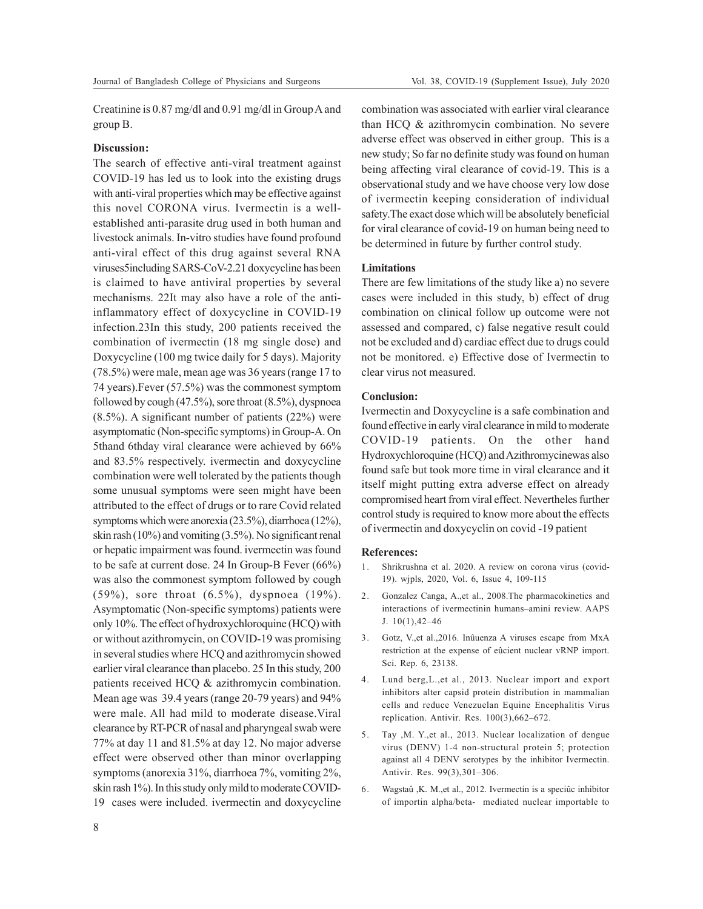Creatinine is 0.87 mg/dl and 0.91 mg/dl in Group A and group B.

**Discussion:**

The search of effective anti-viral treatment against COVID-19 has led us to look into the existing drugs with anti-viral properties which may be effective against this novel CORONA virus. Ivermectin is a well-established anti-parasite drug used in both human and livestock animals. In-vitro studies have found profound anti-viral effect of this drug against several RNA viruses5including SARS-CoV-2.21 doxycycline has been is claimed to have antiviral properties by several mechanisms. 22It may also have a role of the anti-inflammatory effect of doxycycline in COVID-19 infection.23In this study, 200 patients received the combination of ivermectin (18 mg single dose) and Doxycycline (100 mg twice daily for 5 days). Majority (78.5%) were male, mean age was 36 years (range 17 to 74 years).Fever (57.5%) was the commonest symptom followed by cough (47.5%), sore throat (8.5%), dyspnoea (8.5%). A significant number of patients (22%) were asymptomatic (Non-specific symptoms) in Group-A. On 5thand 6thday viral clearance were achieved by 66% and 83.5% respectively. ivermectin and doxycycline combination were well tolerated by the patients though some unusual symptoms were seen might have been attributed to the effect of drugs or to rare Covid related symptoms which were anorexia (23.5%), diarrhoea (12%), skin rash (10%) and vomiting (3.5%). No significant renal or hepatic impairment was found. ivermectin was found to be safe at current dose. 24 In Group-B Fever (66%) was also the commonest symptom followed by cough (59%), sore throat (6.5%), dyspnoea (19%). Asymptomatic (Non-specific symptoms) patients were only 10%. The effect of hydroxychloroquine (HCQ) with or without azithromycin, on COVID-19 was promising in several studies where HCQ and azithromycin showed earlier viral clearance than placebo. 25 In this study, 200 patients received HCQ & azithromycin combination. Mean age was 39.4 years (range 20-79 years) and 94% were male. All had mild to moderate disease.Viral clearance by RT-PCR of nasal and pharyngeal swab were 77% at day 11 and 81.5% at day 12. No major adverse effect were observed other than minor overlapping symptoms (anorexia 31%, diarrhoea 7%, vomiting 2%, skin rash 1%). In this study only mild to moderate COVID-19 cases were included. ivermectin and doxycycline combination was associated with earlier viral clearance than HCQ & azithromycin combination. No severe adverse effect was observed in either group. This is a new study; So far no definite study was found on human being affecting viral clearance of covid-19. This is a observational study and we have choose very low dose of ivermectin keeping consideration of individual safety.The exact dose which will be absolutely beneficial for viral clearance of covid-19 on human being need to be determined in future by further control study.

**Limitations**

There are few limitations of the study like a) no severe cases were included in this study, b) effect of drug combination on clinical follow up outcome were not assessed and compared, c) false negative result could not be excluded and d) cardiac effect due to drugs could not be monitored. e) Effective dose of Ivermectin to clear virus not measured.

**Conclusion:**

Ivermectin and Doxycycline is a safe combination and found effective in early viral clearance in mild to moderate COVID-19 patients. On the other hand Hydroxychloroquine (HCQ) and Azithromycinewas also found safe but took more time in viral clearance and it itself might putting extra adverse effect on already compromised heart from viral effect. Nevertheles further control study is required to know more about the effects of ivermectin and doxycyclin on covid -19 patient

**References:**

1. Shrikrushna et al. 2020. A review on corona virus (covid-19). wjpls, 2020, Vol. 6, Issue 4, 109-115
2. Gonzalez Canga, A.,et al., 2008.The pharmacokinetics and interactions of ivermectinin humans–amini review. AAPS J. 10(1),42–46
3. Gotz, V.,et al.,2016. Inûuenza A viruses escape from MxA restriction at the expense of eûcient nuclear vRNP import. Sci. Rep. 6, 23138.
4. Lund berg,L.,et al., 2013. Nuclear import and export inhibitors alter capsid protein distribution in mammalian cells and reduce Venezuelan Equine Encephalitis Virus replication. Antivir. Res. 100(3),662–672.
5. Tay ,M. Y.,et al., 2013. Nuclear localization of dengue virus (DENV) 1-4 non-structural protein 5; protection against all 4 DENV serotypes by the inhibitor Ivermectin. Antivir. Res. 99(3),301–306.
6. Wagstaû ,K. M.,et al., 2012. Ivermectin is a speciûc inhibitor of importin alpha/beta- mediated nuclear importable to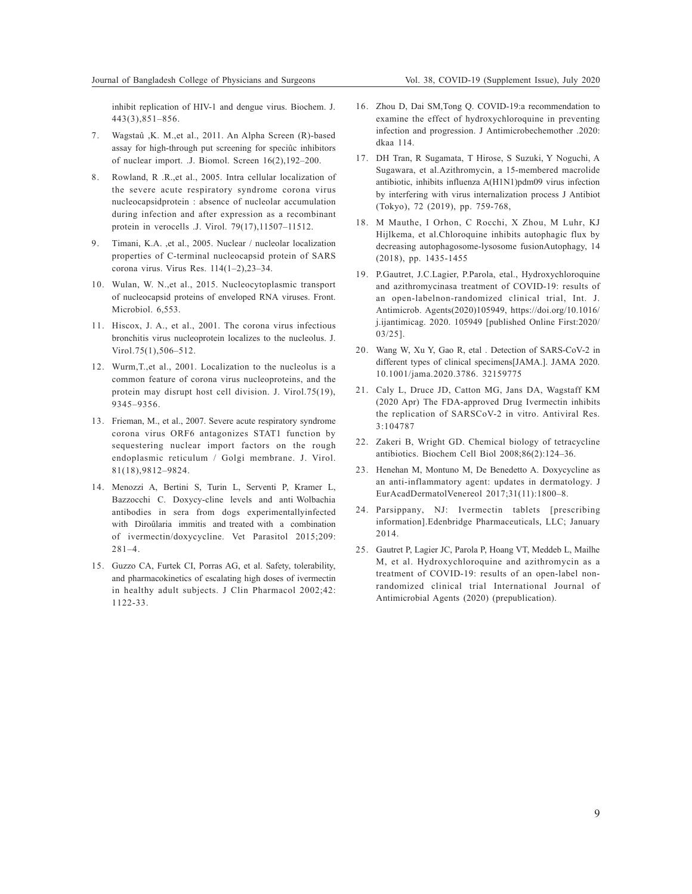inhibit replication of HIV-1 and dengue virus. Biochem. J. 443(3),851–856.

7. Wagstaû ,K. M.,et al., 2011. An Alpha Screen (R)-based assay for high-through put screening for speciûc inhibitors of nuclear import. .J. Biomol. Screen 16(2),192–200.

8. Rowland, R .R.,et al., 2005. Intra cellular localization of the severe acute respiratory syndrome corona virus nucleocapsidprotein : absence of nucleolar accumulation during infection and after expression as a recombinant protein in verocells .J. Virol. 79(17),11507–11512.

9. Timani, K.A. ,et al., 2005. Nuclear / nucleolar localization properties of C-terminal nucleocapsid protein of SARS corona virus. Virus Res. 114(1–2),23–34.

10. Wulan, W. N.,et al., 2015. Nucleocytoplasmic transport of nucleocapsid proteins of enveloped RNA viruses. Front. Microbiol. 6,553.

11. Hiscox, J. A., et al., 2001. The corona virus infectious bronchitis virus nucleoprotein localizes to the nucleolus. J. Virol.75(1),506–512.

12. Wurm,T.,et al., 2001. Localization to the nucleolus is a common feature of corona virus nucleoproteins, and the protein may disrupt host cell division. J. Virol.75(19), 9345–9356.

13. Frieman, M., et al., 2007. Severe acute respiratory syndrome corona virus ORF6 antagonizes STAT1 function by sequestering nuclear import factors on the rough endoplasmic reticulum / Golgi membrane. J. Virol. 81(18),9812–9824.

14. Menozzi A, Bertini S, Turin L, Serventi P, Kramer L, Bazzocchi C. Doxycy-cline levels and anti Wolbachia antibodies in sera from dogs experimentallyinfected with Diroûlaria immitis and treated with a combination of ivermectin/doxycycline. Vet Parasitol 2015;209: 281–4.

15. Guzzo CA, Furtek CI, Porras AG, et al. Safety, tolerability, and pharmacokinetics of escalating high doses of ivermectin in healthy adult subjects. J Clin Pharmacol 2002;42: 1122-33.

16. Zhou D, Dai SM,Tong Q. COVID-19:a recommendation to examine the effect of hydroxychloroquine in preventing infection and progression. J Antimicrobechemother .2020: dkaa 114.

17. DH Tran, R Sugamata, T Hirose, S Suzuki, Y Noguchi, A Sugawara, et al.Azithromycin, a 15-membered macrolide antibiotic, inhibits influenza A(H1N1)pdm09 virus infection by interfering with virus internalization process J Antibiot (Tokyo), 72 (2019), pp. 759-768,

18. M Mauthe, I Orhon, C Rocchi, X Zhou, M Luhr, KJ Hijlkema, et al.Chloroquine inhibits autophagic flux by decreasing autophagosome-lysosome fusionAutophagy, 14 (2018), pp. 1435-1455

19. P.Gautret, J.C.Lagier, P.Parola, etal., Hydroxychloroquine and azithromycinasa treatment of COVID-19: results of an open-labelnon-randomized clinical trial, Int. J. Antimicrob. Agents(2020)105949, https://doi.org/10.1016/j.ijantimicag. 2020. 105949 [published Online First:2020/03/25].

20. Wang W, Xu Y, Gao R, etal . Detection of SARS-CoV-2 in different types of clinical specimens[JAMA.]. JAMA 2020. 10.1001/jama.2020.3786. 32159775

21. Caly L, Druce JD, Catton MG, Jans DA, Wagstaff KM (2020 Apr) The FDA-approved Drug Ivermectin inhibits the replication of SARSCoV-2 in vitro. Antiviral Res. 3:104787

22. Zakeri B, Wright GD. Chemical biology of tetracycline antibiotics. Biochem Cell Biol 2008;86(2):124–36.

23. Henehan M, Montuno M, De Benedetto A. Doxycycline as an anti-inflammatory agent: updates in dermatology. J EurAcadDermatolVenereol 2017;31(11):1800–8.

24. Parsippany, NJ: Ivermectin tablets [prescribing information].Edenbridge Pharmaceuticals, LLC; January 2014.

25. Gautret P, Lagier JC, Parola P, Hoang VT, Meddeb L, Mailhe M, et al. Hydroxychloroquine and azithromycin as a treatment of COVID-19: results of an open-label non-randomized clinical trial International Journal of Antimicrobial Agents (2020) (prepublication).